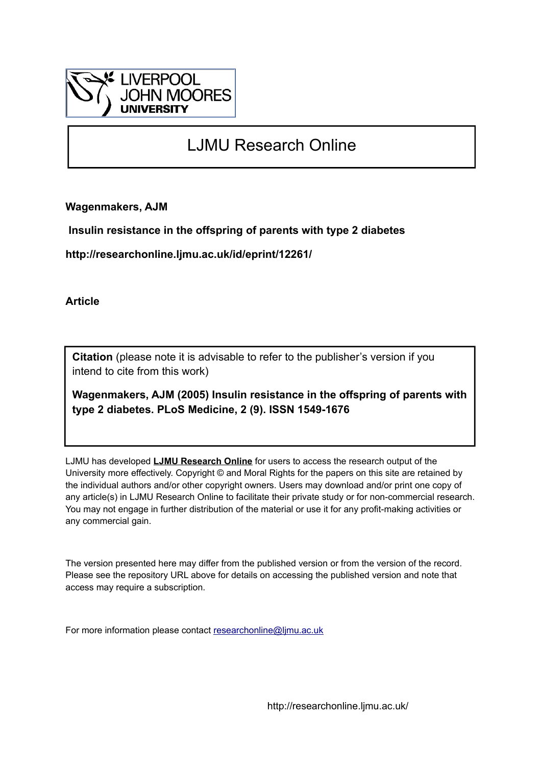LIVERPOOL JOHN MOORES UNIVERSITY

# LJMU Research Online

**Wagenmakers, AJM**

**Insulin resistance in the offspring of parents with type 2 diabetes**

**http://researchonline.ljmu.ac.uk/id/eprint/12261/**

**Article**

**Citation** (please note it is advisable to refer to the publisher's version if you intend to cite from this work)

**Wagenmakers, AJM (2005) Insulin resistance in the offspring of parents with type 2 diabetes. PLoS Medicine, 2 (9). ISSN 1549-1676**

LJMU has developed **LJMU Research Online** for users to access the research output of the University more effectively. Copyright © and Moral Rights for the papers on this site are retained by the individual authors and/or other copyright owners. Users may download and/or print one copy of any article(s) in LJMU Research Online to facilitate their private study or for non-commercial research. You may not engage in further distribution of the material or use it for any profit-making activities or any commercial gain.

The version presented here may differ from the published version or from the version of the record. Please see the repository URL above for details on accessing the published version and note that access may require a subscription.

For more information please contact researchonline@ljmu.ac.uk

http://researchonline.ljmu.ac.uk/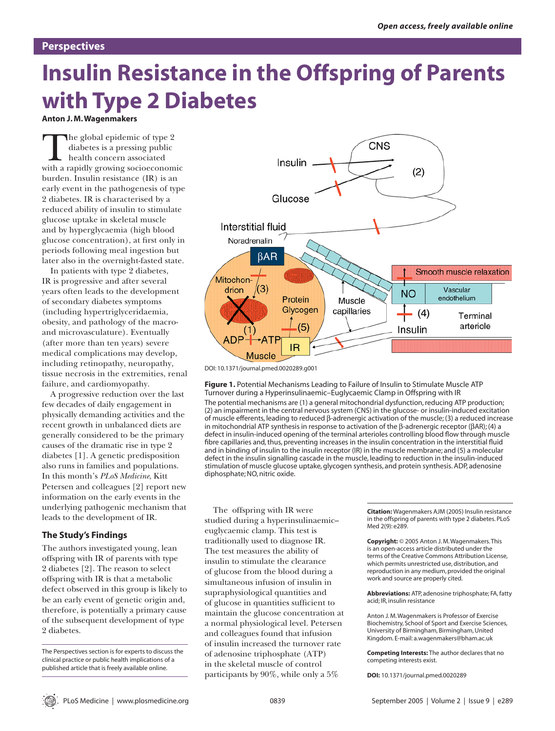Open access, freely available online

## Perspectives

# Insulin Resistance in the Offspring of Parents with Type 2 Diabetes

**Anton J. M. Wagenmakers**

The global epidemic of type 2 diabetes is a pressing public health concern associated with a rapidly growing socioeconomic burden. Insulin resistance (IR) is an early event in the pathogenesis of type 2 diabetes. IR is characterised by a reduced ability of insulin to stimulate glucose uptake in skeletal muscle and by hyperglycaemia (high blood glucose concentration), at first only in periods following meal ingestion but later also in the overnight-fasted state.

In patients with type 2 diabetes, IR is progressive and after several years often leads to the development of secondary diabetes symptoms (including hypertriglyceridaemia, obesity, and pathology of the macro- and microvasculature). Eventually (after more than ten years) severe medical complications may develop, including retinopathy, neuropathy, tissue necrosis in the extremities, renal failure, and cardiomyopathy.

A progressive reduction over the last few decades of daily engagement in physically demanding activities and the recent growth in unbalanced diets are generally considered to be the primary causes of the dramatic rise in type 2 diabetes [1]. A genetic predisposition also runs in families and populations. In this month's *PLoS Medicine*, Kitt Petersen and colleagues [2] report new information on the early events in the underlying pathogenic mechanism that leads to the development of IR.

### The Study's Findings

The authors investigated young, lean offspring with IR of parents with type 2 diabetes [2]. The reason to select offspring with IR is that a metabolic defect observed in this group is likely to be an early event of genetic origin and, therefore, is potentially a primary cause of the subsequent development of type 2 diabetes.

The Perspectives section is for experts to discuss the clinical practice or public health implications of a published article that is freely available online.

DOI: 10.1371/journal.pmed.0020289.g001

**Figure 1.** Potential Mechanisms Leading to Failure of Insulin to Stimulate Muscle ATP Turnover during a Hyperinsulinaemic–Euglycaemic Clamp in Offspring with IR

The potential mechanisms are (1) a general mitochondrial dysfunction, reducing ATP production; (2) an impairment in the central nervous system (CNS) in the glucose- or insulin-induced excitation of muscle efferents, leading to reduced β-adrenergic activation of the muscle; (3) a reduced increase in mitochondrial ATP synthesis in response to activation of the β-adrenergic receptor (βAR); (4) a defect in insulin-induced opening of the terminal arterioles controlling blood flow through muscle fibre capillaries and, thus, preventing increases in the insulin concentration in the interstitial fluid and in binding of insulin to the insulin receptor (IR) in the muscle membrane; and (5) a molecular defect in the insulin signalling cascade in the muscle, leading to reduction in the insulin-induced stimulation of muscle glucose uptake, glycogen synthesis, and protein synthesis. ADP, adenosine diphosphate; NO, nitric oxide.

The offspring with IR were studied during a hyperinsulinaemic–euglycaemic clamp. This test is traditionally used to diagnose IR. The test measures the ability of insulin to stimulate the clearance of glucose from the blood during a simultaneous infusion of insulin in supraphysiological quantities and of glucose in quantities sufficient to maintain the glucose concentration at a normal physiological level. Petersen and colleagues found that infusion of insulin increased the turnover rate of adenosine triphosphate (ATP) in the skeletal muscle of control participants by 90%, while only a 5%

**Citation:** Wagenmakers AJM (2005) Insulin resistance in the offspring of parents with type 2 diabetes. PLoS Med 2(9): e289.

**Copyright:** © 2005 Anton J. M. Wagenmakers. This is an open-access article distributed under the terms of the Creative Commons Attribution License, which permits unrestricted use, distribution, and reproduction in any medium, provided the original work and source are properly cited.

**Abbreviations:** ATP, adenosine triphosphate; FA, fatty acid; IR, insulin resistance

Anton J. M. Wagenmakers is Professor of Exercise Biochemistry, School of Sport and Exercise Sciences, University of Birmingham, Birmingham, United Kingdom. E-mail: a.wagenmakers@bham.ac.uk

**Competing Interests:** The author declares that no competing interests exist.

**DOI:** 10.1371/journal.pmed.0020289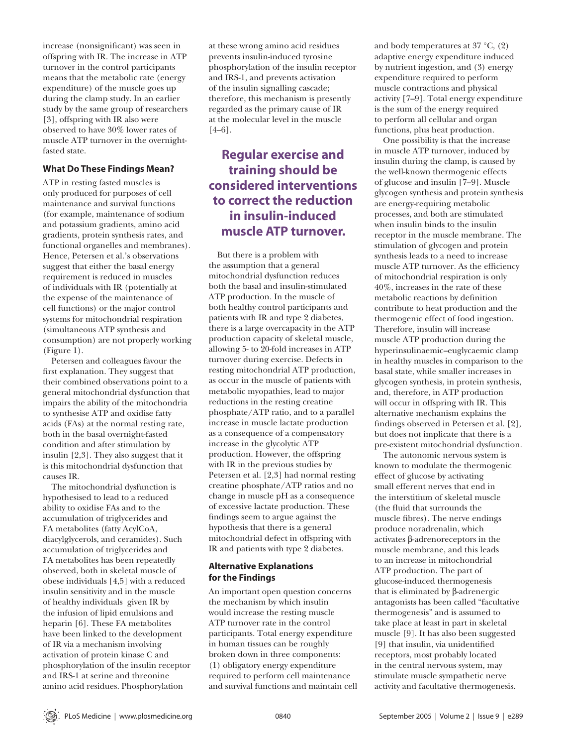increase (nonsignificant) was seen in offspring with IR. The increase in ATP turnover in the control participants means that the metabolic rate (energy expenditure) of the muscle goes up during the clamp study. In an earlier study by the same group of researchers [3], offspring with IR also were observed to have 30% lower rates of muscle ATP turnover in the overnight-fasted state.

### What Do These Findings Mean?

ATP in resting fasted muscles is only produced for purposes of cell maintenance and survival functions (for example, maintenance of sodium and potassium gradients, amino acid gradients, protein synthesis rates, and functional organelles and membranes). Hence, Petersen et al.'s observations suggest that either the basal energy requirement is reduced in muscles of individuals with IR (potentially at the expense of the maintenance of cell functions) or the major control systems for mitochondrial respiration (simultaneous ATP synthesis and consumption) are not properly working (Figure 1).

Petersen and colleagues favour the first explanation. They suggest that their combined observations point to a general mitochondrial dysfunction that impairs the ability of the mitochondria to synthesise ATP and oxidise fatty acids (FAs) at the normal resting rate, both in the basal overnight-fasted condition and after stimulation by insulin [2,3]. They also suggest that it is this mitochondrial dysfunction that causes IR.

The mitochondrial dysfunction is hypothesised to lead to a reduced ability to oxidise FAs and to the accumulation of triglycerides and FA metabolites (fatty AcylCoA, diacylglycerols, and ceramides). Such accumulation of triglycerides and FA metabolites has been repeatedly observed, both in skeletal muscle of obese individuals [4,5] with a reduced insulin sensitivity and in the muscle of healthy individuals given IR by the infusion of lipid emulsions and heparin [6]. These FA metabolites have been linked to the development of IR via a mechanism involving activation of protein kinase C and phosphorylation of the insulin receptor and IRS-1 at serine and threonine amino acid residues. Phosphorylation at these wrong amino acid residues prevents insulin-induced tyrosine phosphorylation of the insulin receptor and IRS-1, and prevents activation of the insulin signalling cascade; therefore, this mechanism is presently regarded as the primary cause of IR at the molecular level in the muscle [4–6].

**Regular exercise and training should be considered interventions to correct the reduction in insulin-induced muscle ATP turnover.**

But there is a problem with the assumption that a general mitochondrial dysfunction reduces both the basal and insulin-stimulated ATP production. In the muscle of both healthy control participants and patients with IR and type 2 diabetes, there is a large overcapacity in the ATP production capacity of skeletal muscle, allowing 5- to 20-fold increases in ATP turnover during exercise. Defects in resting mitochondrial ATP production, as occur in the muscle of patients with metabolic myopathies, lead to major reductions in the resting creatine phosphate/ATP ratio, and to a parallel increase in muscle lactate production as a consequence of a compensatory increase in the glycolytic ATP production. However, the offspring with IR in the previous studies by Petersen et al. [2,3] had normal resting creatine phosphate/ATP ratios and no change in muscle pH as a consequence of excessive lactate production. These findings seem to argue against the hypothesis that there is a general mitochondrial defect in offspring with IR and patients with type 2 diabetes.

### Alternative Explanations for the Findings

An important open question concerns the mechanism by which insulin would increase the resting muscle ATP turnover rate in the control participants. Total energy expenditure in human tissues can be roughly broken down in three components: (1) obligatory energy expenditure required to perform cell maintenance and survival functions and maintain cell and body temperatures at 37 °C, (2) adaptive energy expenditure induced by nutrient ingestion, and (3) energy expenditure required to perform muscle contractions and physical activity [7–9]. Total energy expenditure is the sum of the energy required to perform all cellular and organ functions, plus heat production.

One possibility is that the increase in muscle ATP turnover, induced by insulin during the clamp, is caused by the well-known thermogenic effects of glucose and insulin [7–9]. Muscle glycogen synthesis and protein synthesis are energy-requiring metabolic processes, and both are stimulated when insulin binds to the insulin receptor in the muscle membrane. The stimulation of glycogen and protein synthesis leads to a need to increase muscle ATP turnover. As the efficiency of mitochondrial respiration is only 40%, increases in the rate of these metabolic reactions by definition contribute to heat production and the thermogenic effect of food ingestion. Therefore, insulin will increase muscle ATP production during the hyperinsulinaemic–euglycaemic clamp in healthy muscles in comparison to the basal state, while smaller increases in glycogen synthesis, in protein synthesis, and, therefore, in ATP production will occur in offspring with IR. This alternative mechanism explains the findings observed in Petersen et al. [2], but does not implicate that there is a pre-existent mitochondrial dysfunction.

The autonomic nervous system is known to modulate the thermogenic effect of glucose by activating small efferent nerves that end in the interstitium of skeletal muscle (the fluid that surrounds the muscle fibres). The nerve endings produce noradrenalin, which activates β-adrenoreceptors in the muscle membrane, and this leads to an increase in mitochondrial ATP production. The part of glucose-induced thermogenesis that is eliminated by β-adrenergic antagonists has been called "facultative thermogenesis" and is assumed to take place at least in part in skeletal muscle [9]. It has also been suggested [9] that insulin, via unidentified receptors, most probably located in the central nervous system, may stimulate muscle sympathetic nerve activity and facultative thermogenesis.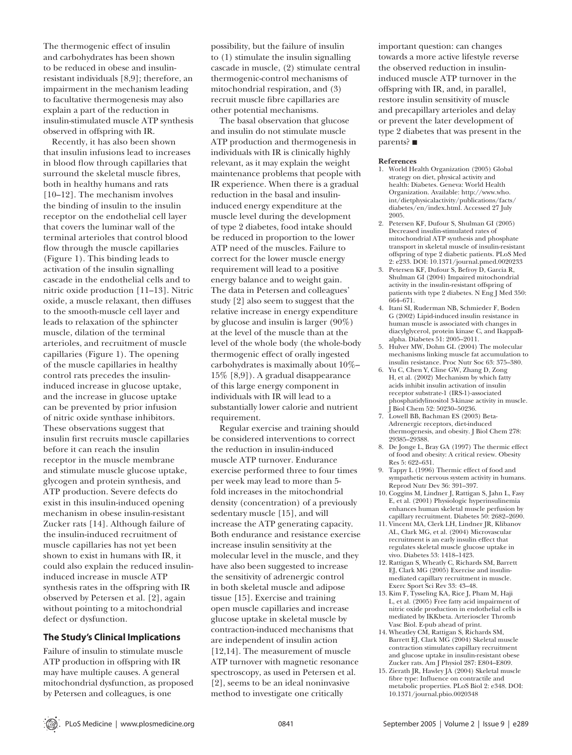The thermogenic effect of insulin and carbohydrates has been shown to be reduced in obese and insulin-resistant individuals [8,9]; therefore, an impairment in the mechanism leading to facultative thermogenesis may also explain a part of the reduction in insulin-stimulated muscle ATP synthesis observed in offspring with IR.

Recently, it has also been shown that insulin infusions lead to increases in blood flow through capillaries that surround the skeletal muscle fibres, both in healthy humans and rats [10–12]. The mechanism involves the binding of insulin to the insulin receptor on the endothelial cell layer that covers the luminar wall of the terminal arterioles that control blood flow through the muscle capillaries (Figure 1). This binding leads to activation of the insulin signalling cascade in the endothelial cells and to nitric oxide production [11–13]. Nitric oxide, a muscle relaxant, then diffuses to the smooth-muscle cell layer and leads to relaxation of the sphincter muscle, dilation of the terminal arterioles, and recruitment of muscle capillaries (Figure 1). The opening of the muscle capillaries in healthy control rats precedes the insulin-induced increase in glucose uptake, and the increase in glucose uptake can be prevented by prior infusion of nitric oxide synthase inhibitors. These observations suggest that insulin first recruits muscle capillaries before it can reach the insulin receptor in the muscle membrane and stimulate muscle glucose uptake, glycogen and protein synthesis, and ATP production. Severe defects do exist in this insulin-induced opening mechanism in obese insulin-resistant Zucker rats [14]. Although failure of the insulin-induced recruitment of muscle capillaries has not yet been shown to exist in humans with IR, it could also explain the reduced insulin-induced increase in muscle ATP synthesis rates in the offspring with IR observed by Petersen et al. [2], again without pointing to a mitochondrial defect or dysfunction.

## The Study's Clinical Implications

Failure of insulin to stimulate muscle ATP production in offspring with IR may have multiple causes. A general mitochondrial dysfunction, as proposed by Petersen and colleagues, is one possibility, but the failure of insulin to (1) stimulate the insulin signalling cascade in muscle, (2) stimulate central thermogenic-control mechanisms of mitochondrial respiration, and (3) recruit muscle fibre capillaries are other potential mechanisms.

The basal observation that glucose and insulin do not stimulate muscle ATP production and thermogenesis in individuals with IR is clinically highly relevant, as it may explain the weight maintenance problems that people with IR experience. When there is a gradual reduction in the basal and insulin-induced energy expenditure at the muscle level during the development of type 2 diabetes, food intake should be reduced in proportion to the lower ATP need of the muscles. Failure to correct for the lower muscle energy requirement will lead to a positive energy balance and to weight gain. The data in Petersen and colleagues' study [2] also seem to suggest that the relative increase in energy expenditure by glucose and insulin is larger (90%) at the level of the muscle than at the level of the whole body (the whole-body thermogenic effect of orally ingested carbohydrates is maximally about 10%–15% [8,9]). A gradual disappearance of this large energy component in individuals with IR will lead to a substantially lower calorie and nutrient requirement.

Regular exercise and training should be considered interventions to correct the reduction in insulin-induced muscle ATP turnover. Endurance exercise performed three to four times per week may lead to more than 5-fold increases in the mitochondrial density (concentration) of a previously sedentary muscle [15], and will increase the ATP generating capacity. Both endurance and resistance exercise increase insulin sensitivity at the molecular level in the muscle, and they have also been suggested to increase the sensitivity of adrenergic control in both skeletal muscle and adipose tissue [15]. Exercise and training open muscle capillaries and increase glucose uptake in skeletal muscle by contraction-induced mechanisms that are independent of insulin action [12,14]. The measurement of muscle ATP turnover with magnetic resonance spectroscopy, as used in Petersen et al. [2], seems to be an ideal noninvasive method to investigate one critically important question: can changes towards a more active lifestyle reverse the observed reduction in insulin-induced muscle ATP turnover in the offspring with IR, and, in parallel, restore insulin sensitivity of muscle and precapillary arterioles and delay or prevent the later development of type 2 diabetes that was present in the parents? ■

### References

1. World Health Organization (2005) Global strategy on diet, physical activity and health: Diabetes. Geneva: World Health Organization. Available: http://www.who.int/dietphysicalactivity/publications/facts/diabetes/en/index.html. Accessed 27 July 2005.
2. Petersen KF, Dufour S, Shulman GI (2005) Decreased insulin-stimulated rates of mitochondrial ATP synthesis and phosphate transport in skeletal muscle of insulin-resistant offspring of type 2 diabetic patients. PLoS Med 2: e233. DOI: 10.1371/journal.pmed.0020233
3. Petersen KF, Dufour S, Befroy D, Garcia R, Shulman GI (2004) Impaired mitochondrial activity in the insulin-resistant offspring of patients with type 2 diabetes. N Eng J Med 350: 664–671.
4. Itani SI, Ruderman NB, Schmieder F, Boden G (2002) Lipid-induced insulin resistance in human muscle is associated with changes in diacylglycerol, protein kinase C, and IkappaB-alpha. Diabetes 51: 2005–2011.
5. Hulver MW, Dohm GL (2004) The molecular mechanisms linking muscle fat accumulation to insulin resistance. Proc Nutr Soc 63: 375–380.
6. Yu C, Chen Y, Cline GW, Zhang D, Zong H, et al. (2002) Mechanism by which fatty acids inhibit insulin activation of insulin receptor substrate-1 (IRS-1)-associated phosphatidylinositol 3-kinase activity in muscle. J Biol Chem 52: 50230–50236.
7. Lowell BB, Bachman ES (2003) Beta-Adrenergic receptors, diet-induced thermogenesis, and obesity. J Biol Chem 278: 29385–29388.
8. De Jonge L, Bray GA (1997) The thermic effect of food and obesity: A critical review. Obesity Res 5: 622–631.
9. Tappy L (1996) Thermic effect of food and sympathetic nervous system activity in humans. Reprod Nutr Dev 36: 391–397.
10. Coggins M, Lindner J, Rattigan S, Jahn L, Fasy E, et al. (2001) Physiologic hyperinsulinemia enhances human skeletal muscle perfusion by capillary recruitment. Diabetes 50: 2682–2690.
11. Vincent MA, Clerk LH, Lindner JR, Klibanov AL, Clark MG, et al. (2004) Microvascular recruitment is an early insulin effect that regulates skeletal muscle glucose uptake in vivo. Diabetes 53: 1418–1423.
12. Rattigan S, Wheatly C, Richards SM, Barrett EJ, Clark MG (2005) Exercise and insulin-mediated capillary recruitment in muscle. Exerc Sport Sci Rev 33: 43–48.
13. Kim F, Tysseling KA, Rice J, Pham M, Haji L, et al. (2005) Free fatty acid impairment of nitric oxide production in endothelial cells is mediated by IKKbeta. Arterioscler Thromb Vasc Biol. E-pub ahead of print.
14. Wheatley CM, Rattigan S, Richards SM, Barrett EJ, Clark MG (2004) Skeletal muscle contraction stimulates capillary recruitment and glucose uptake in insulin-resistant obese Zucker rats. Am J Physiol 287: E804–E809.
15. Zierath JR, Hawley JA (2004) Skeletal muscle fibre type: Influence on contractile and metabolic properties. PLoS Biol 2: e348. DOI: 10.1371/journal.pbio.0020348